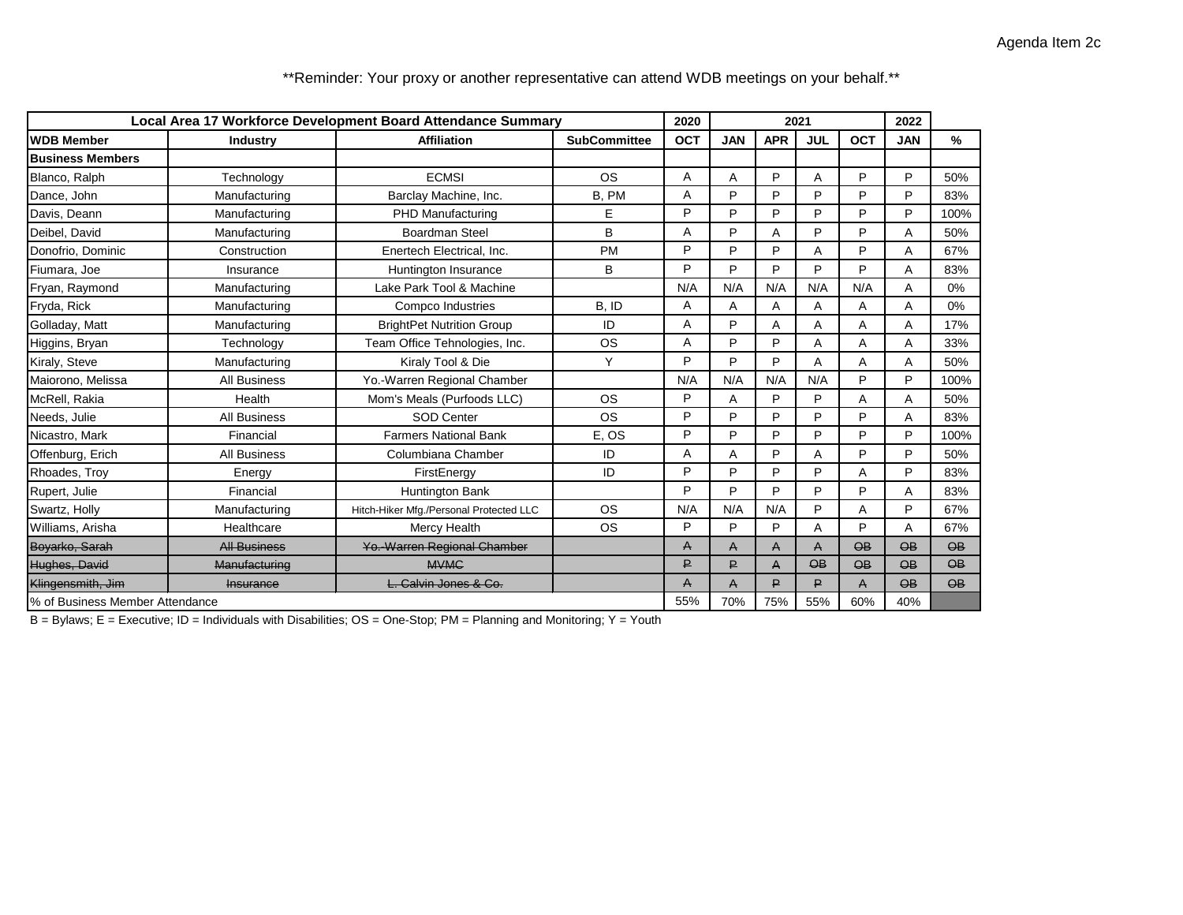Agenda Item 2c

**Reminder: Your proxy or another representative can attend WDB meetings on your behalf.**

| Local Area 17 Workforce Development Board Attendance Summary | | | | 2020 | 2021 | | | | 2022 | |
|---|---|---|---|---|---|---|---|---|---|---|
| **WDB Member** | **Industry** | **Affiliation** | **SubCommittee** | **OCT** | **JAN** | **APR** | **JUL** | **OCT** | **JAN** | **%** |
| **Business Members** | | | | | | | | | | |
| Blanco, Ralph | Technology | ECMSI | OS | A | A | P | A | P | P | 50% |
| Dance, John | Manufacturing | Barclay Machine, Inc. | B, PM | A | P | P | P | P | P | 83% |
| Davis, Deann | Manufacturing | PHD Manufacturing | E | P | P | P | P | P | P | 100% |
| Deibel, David | Manufacturing | Boardman Steel | B | A | P | A | P | P | A | 50% |
| Donofrio, Dominic | Construction | Enertech Electrical, Inc. | PM | P | P | P | A | P | A | 67% |
| Fiumara, Joe | Insurance | Huntington Insurance | B | P | P | P | P | P | A | 83% |
| Fryan, Raymond | Manufacturing | Lake Park Tool & Machine | | N/A | N/A | N/A | N/A | N/A | A | 0% |
| Fryda, Rick | Manufacturing | Compco Industries | B, ID | A | A | A | A | A | A | 0% |
| Golladay, Matt | Manufacturing | BrightPet Nutrition Group | ID | A | P | A | A | A | A | 17% |
| Higgins, Bryan | Technology | Team Office Tehnologies, Inc. | OS | A | P | P | A | A | A | 33% |
| Kiraly, Steve | Manufacturing | Kiraly Tool & Die | Y | P | P | P | A | A | A | 50% |
| Maiorono, Melissa | All Business | Yo.-Warren Regional Chamber | | N/A | N/A | N/A | N/A | P | P | 100% |
| McRell, Rakia | Health | Mom's Meals (Purfoods LLC) | OS | P | A | P | P | A | A | 50% |
| Needs, Julie | All Business | SOD Center | OS | P | P | P | P | P | A | 83% |
| Nicastro, Mark | Financial | Farmers National Bank | E, OS | P | P | P | P | P | P | 100% |
| Offenburg, Erich | All Business | Columbiana Chamber | ID | A | A | P | A | P | P | 50% |
| Rhoades, Troy | Energy | FirstEnergy | ID | P | P | P | P | A | P | 83% |
| Rupert, Julie | Financial | Huntington Bank | | P | P | P | P | P | A | 83% |
| Swartz, Holly | Manufacturing | Hitch-Hiker Mfg./Personal Protected LLC | OS | N/A | N/A | N/A | P | A | P | 67% |
| Williams, Arisha | Healthcare | Mercy Health | OS | P | P | P | A | P | A | 67% |
| ~~Boyarko, Sarah~~ | ~~All Business~~ | ~~Yo.-Warren Regional Chamber~~ | | ~~A~~ | ~~A~~ | ~~A~~ | ~~A~~ | ~~OB~~ | ~~OB~~ | ~~OB~~ |
| ~~Hughes, David~~ | ~~Manufacturing~~ | ~~MVMC~~ | | ~~P~~ | ~~P~~ | ~~A~~ | ~~OB~~ | ~~OB~~ | ~~OB~~ | ~~OB~~ |
| ~~Klingensmith, Jim~~ | ~~Insurance~~ | ~~L. Calvin Jones & Co.~~ | | ~~A~~ | ~~A~~ | ~~P~~ | ~~P~~ | ~~A~~ | ~~OB~~ | ~~OB~~ |
| % of Business Member Attendance | | | | 55% | 70% | 75% | 55% | 60% | 40% | |

B = Bylaws; E = Executive; ID = Individuals with Disabilities; OS = One-Stop; PM = Planning and Monitoring; Y = Youth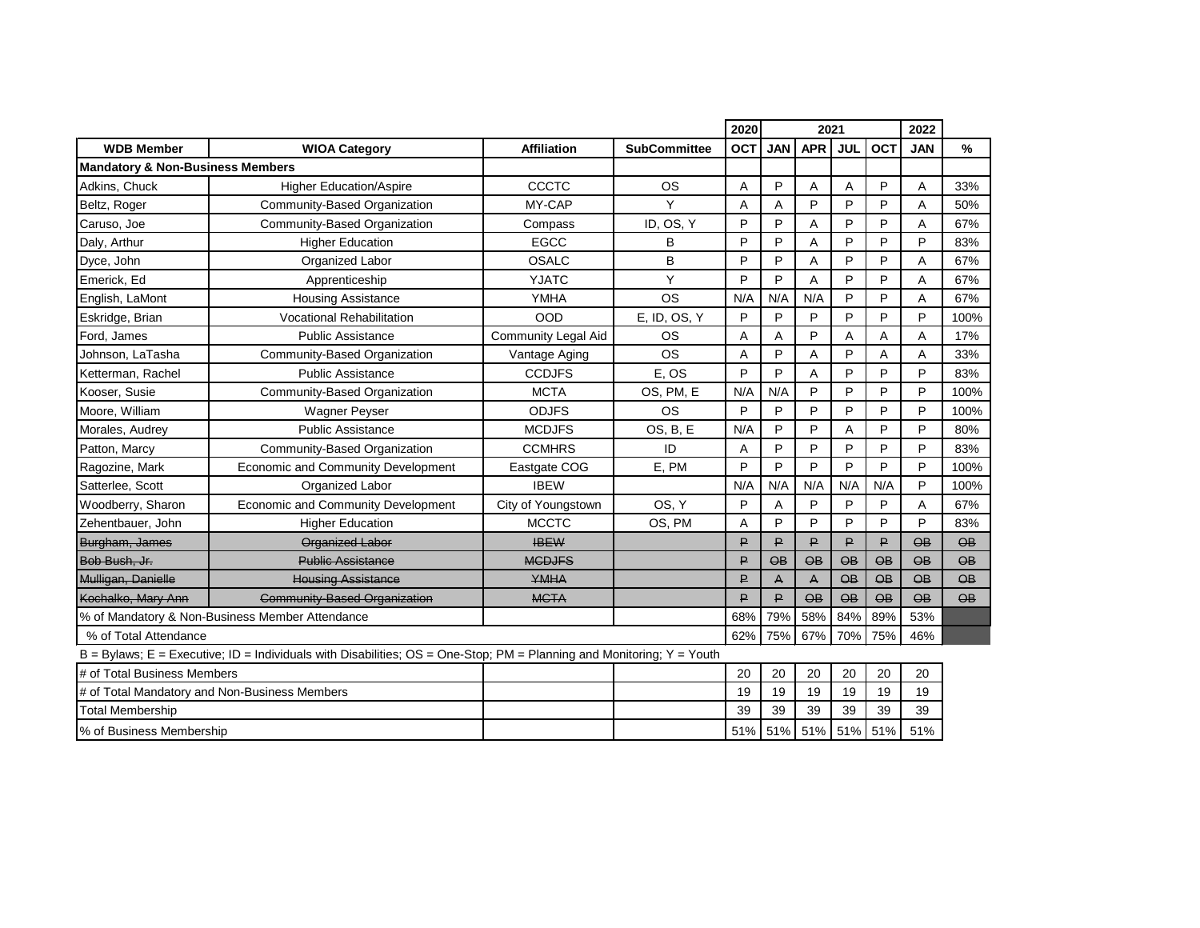| | | | | 2020 | 2021 | | | | 2022 | |
|---|---|---|---|---|---|---|---|---|---|---|
| **WDB Member** | **WIOA Category** | **Affiliation** | **SubCommittee** | **OCT** | **JAN** | **APR** | **JUL** | **OCT** | **JAN** | **%** |
| **Mandatory & Non-Business Members** | | | | | | | | | | |
| Adkins, Chuck | Higher Education/Aspire | CCCTC | OS | A | P | A | A | P | A | 33% |
| Beltz, Roger | Community-Based Organization | MY-CAP | Y | A | A | P | P | P | A | 50% |
| Caruso, Joe | Community-Based Organization | Compass | ID, OS, Y | P | P | A | P | P | A | 67% |
| Daly, Arthur | Higher Education | EGCC | B | P | P | A | P | P | P | 83% |
| Dyce, John | Organized Labor | OSALC | B | P | P | A | P | P | A | 67% |
| Emerick, Ed | Apprenticeship | YJATC | Y | P | P | A | P | P | A | 67% |
| English, LaMont | Housing Assistance | YMHA | OS | N/A | N/A | N/A | P | P | A | 67% |
| Eskridge, Brian | Vocational Rehabilitation | OOD | E, ID, OS, Y | P | P | P | P | P | P | 100% |
| Ford, James | Public Assistance | Community Legal Aid | OS | A | A | P | A | A | A | 17% |
| Johnson, LaTasha | Community-Based Organization | Vantage Aging | OS | A | P | A | P | A | A | 33% |
| Ketterman, Rachel | Public Assistance | CCDJFS | E, OS | P | P | A | P | P | P | 83% |
| Kooser, Susie | Community-Based Organization | MCTA | OS, PM, E | N/A | N/A | P | P | P | P | 100% |
| Moore, William | Wagner Peyser | ODJFS | OS | P | P | P | P | P | P | 100% |
| Morales, Audrey | Public Assistance | MCDJFS | OS, B, E | N/A | P | P | A | P | P | 80% |
| Patton, Marcy | Community-Based Organization | CCMHRS | ID | A | P | P | P | P | P | 83% |
| Ragozine, Mark | Economic and Community Development | Eastgate COG | E, PM | P | P | P | P | P | P | 100% |
| Satterlee, Scott | Organized Labor | IBEW | | N/A | N/A | N/A | N/A | N/A | P | 100% |
| Woodberry, Sharon | Economic and Community Development | City of Youngstown | OS, Y | P | A | P | P | P | A | 67% |
| Zehentbauer, John | Higher Education | MCCTC | OS, PM | A | P | P | P | P | P | 83% |
| ~~Burgham, James~~ | ~~Organized Labor~~ | ~~IBEW~~ | | ~~P~~ | ~~P~~ | ~~P~~ | ~~P~~ | ~~P~~ | ~~OB~~ | ~~OB~~ |
| ~~Bob Bush, Jr.~~ | ~~Public Assistance~~ | ~~MCDJFS~~ | | ~~P~~ | ~~OB~~ | ~~OB~~ | ~~OB~~ | ~~OB~~ | ~~OB~~ | ~~OB~~ |
| ~~Mulligan, Danielle~~ | ~~Housing Assistance~~ | ~~YMHA~~ | | ~~P~~ | ~~A~~ | ~~A~~ | ~~OB~~ | ~~OB~~ | ~~OB~~ | ~~OB~~ |
| ~~Kochalko, Mary Ann~~ | ~~Community-Based Organization~~ | ~~MCTA~~ | | ~~P~~ | ~~P~~ | ~~OB~~ | ~~OB~~ | ~~OB~~ | ~~OB~~ | ~~OB~~ |
| % of Mandatory & Non-Business Member Attendance | | | | 68% | 79% | 58% | 84% | 89% | 53% | |
| % of Total Attendance | | | | 62% | 75% | 67% | 70% | 75% | 46% | |
| B = Bylaws; E = Executive; ID = Individuals with Disabilities; OS = One-Stop; PM = Planning and Monitoring; Y = Youth | | | | | | | | | | |
| # of Total Business Members | | | | 20 | 20 | 20 | 20 | 20 | 20 | |
| # of Total Mandatory and Non-Business Members | | | | 19 | 19 | 19 | 19 | 19 | 19 | |
| Total Membership | | | | 39 | 39 | 39 | 39 | 39 | 39 | |
| % of Business Membership | | | | 51% | 51% | 51% | 51% | 51% | 51% | |